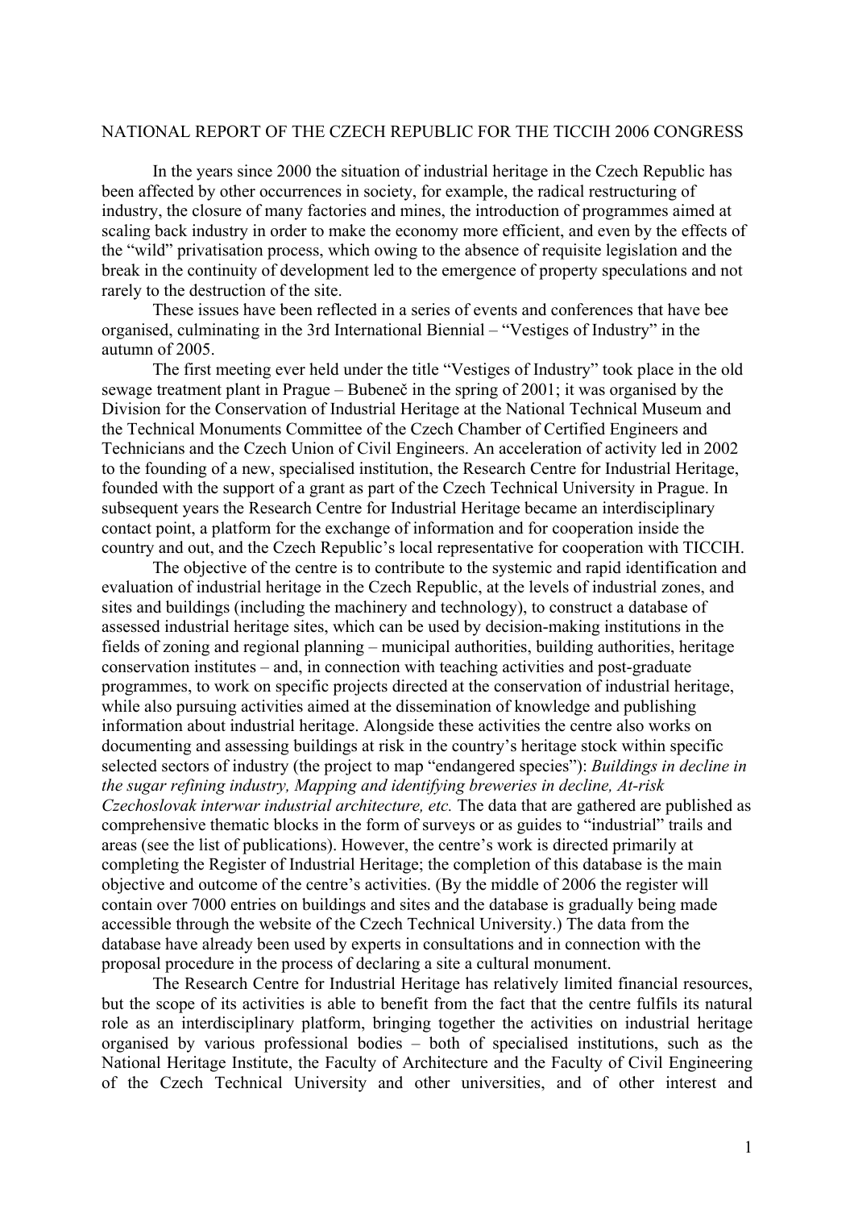# NATIONAL REPORT OF THE CZECH REPUBLIC FOR THE TICCIH 2006 CONGRESS

In the years since 2000 the situation of industrial heritage in the Czech Republic has been affected by other occurrences in society, for example, the radical restructuring of industry, the closure of many factories and mines, the introduction of programmes aimed at scaling back industry in order to make the economy more efficient, and even by the effects of the "wild" privatisation process, which owing to the absence of requisite legislation and the break in the continuity of development led to the emergence of property speculations and not rarely to the destruction of the site.

These issues have been reflected in a series of events and conferences that have bee organised, culminating in the 3rd International Biennial – "Vestiges of Industry" in the autumn of 2005.

The first meeting ever held under the title "Vestiges of Industry" took place in the old sewage treatment plant in Prague – Bubeneč in the spring of 2001; it was organised by the Division for the Conservation of Industrial Heritage at the National Technical Museum and the Technical Monuments Committee of the Czech Chamber of Certified Engineers and Technicians and the Czech Union of Civil Engineers. An acceleration of activity led in 2002 to the founding of a new, specialised institution, the Research Centre for Industrial Heritage, founded with the support of a grant as part of the Czech Technical University in Prague. In subsequent years the Research Centre for Industrial Heritage became an interdisciplinary contact point, a platform for the exchange of information and for cooperation inside the country and out, and the Czech Republic's local representative for cooperation with TICCIH.

The objective of the centre is to contribute to the systemic and rapid identification and evaluation of industrial heritage in the Czech Republic, at the levels of industrial zones, and sites and buildings (including the machinery and technology), to construct a database of assessed industrial heritage sites, which can be used by decision-making institutions in the fields of zoning and regional planning – municipal authorities, building authorities, heritage conservation institutes – and, in connection with teaching activities and post-graduate programmes, to work on specific projects directed at the conservation of industrial heritage, while also pursuing activities aimed at the dissemination of knowledge and publishing information about industrial heritage. Alongside these activities the centre also works on documenting and assessing buildings at risk in the country's heritage stock within specific selected sectors of industry (the project to map "endangered species"): *Buildings in decline in the sugar refining industry, Mapping and identifying breweries in decline, At-risk Czechoslovak interwar industrial architecture, etc.* The data that are gathered are published as comprehensive thematic blocks in the form of surveys or as guides to "industrial" trails and areas (see the list of publications). However, the centre's work is directed primarily at completing the Register of Industrial Heritage; the completion of this database is the main objective and outcome of the centre's activities. (By the middle of 2006 the register will contain over 7000 entries on buildings and sites and the database is gradually being made accessible through the website of the Czech Technical University.) The data from the database have already been used by experts in consultations and in connection with the proposal procedure in the process of declaring a site a cultural monument.

The Research Centre for Industrial Heritage has relatively limited financial resources, but the scope of its activities is able to benefit from the fact that the centre fulfils its natural role as an interdisciplinary platform, bringing together the activities on industrial heritage organised by various professional bodies – both of specialised institutions, such as the National Heritage Institute, the Faculty of Architecture and the Faculty of Civil Engineering of the Czech Technical University and other universities, and of other interest and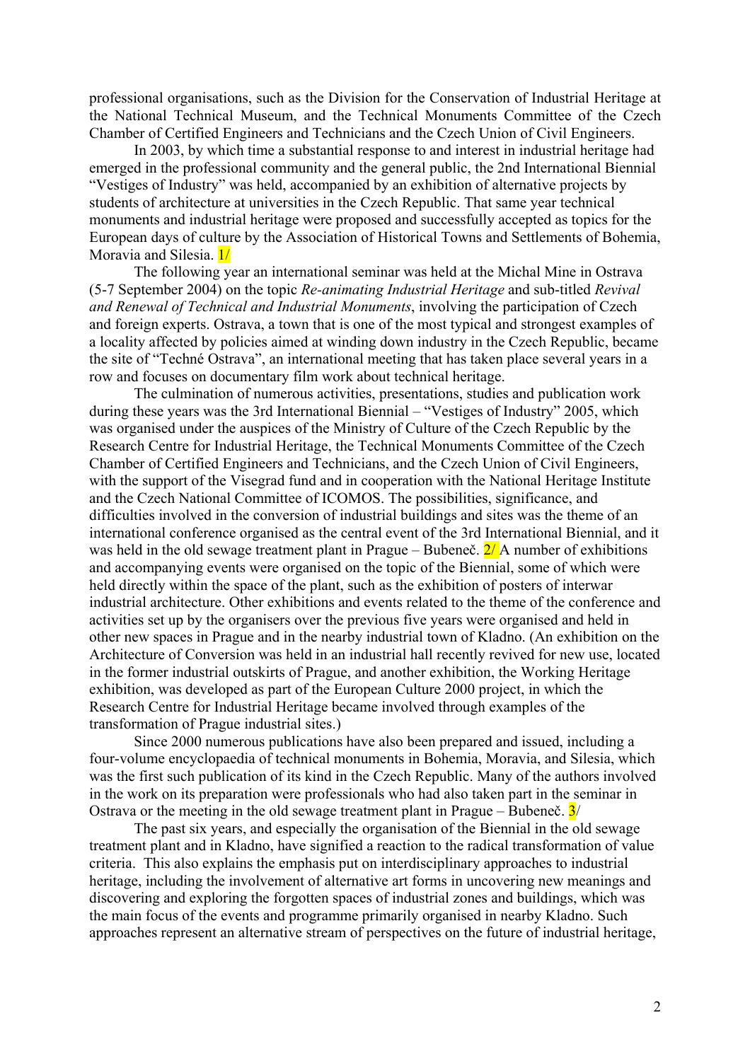professional organisations, such as the Division for the Conservation of Industrial Heritage at the National Technical Museum, and the Technical Monuments Committee of the Czech Chamber of Certified Engineers and Technicians and the Czech Union of Civil Engineers.

In 2003, by which time a substantial response to and interest in industrial heritage had emerged in the professional community and the general public, the 2nd International Biennial "Vestiges of Industry" was held, accompanied by an exhibition of alternative projects by students of architecture at universities in the Czech Republic. That same year technical monuments and industrial heritage were proposed and successfully accepted as topics for the European days of culture by the Association of Historical Towns and Settlements of Bohemia, Moravia and Silesia. 1/

The following year an international seminar was held at the Michal Mine in Ostrava (5-7 September 2004) on the topic *Re-animating Industrial Heritage* and sub-titled *Revival and Renewal of Technical and Industrial Monuments*, involving the participation of Czech and foreign experts. Ostrava, a town that is one of the most typical and strongest examples of a locality affected by policies aimed at winding down industry in the Czech Republic, became the site of "Techné Ostrava", an international meeting that has taken place several years in a row and focuses on documentary film work about technical heritage.

The culmination of numerous activities, presentations, studies and publication work during these years was the 3rd International Biennial – "Vestiges of Industry" 2005, which was organised under the auspices of the Ministry of Culture of the Czech Republic by the Research Centre for Industrial Heritage, the Technical Monuments Committee of the Czech Chamber of Certified Engineers and Technicians, and the Czech Union of Civil Engineers, with the support of the Visegrad fund and in cooperation with the National Heritage Institute and the Czech National Committee of ICOMOS. The possibilities, significance, and difficulties involved in the conversion of industrial buildings and sites was the theme of an international conference organised as the central event of the 3rd International Biennial, and it was held in the old sewage treatment plant in Prague – Bubeneč. 2/ A number of exhibitions and accompanying events were organised on the topic of the Biennial, some of which were held directly within the space of the plant, such as the exhibition of posters of interwar industrial architecture. Other exhibitions and events related to the theme of the conference and activities set up by the organisers over the previous five years were organised and held in other new spaces in Prague and in the nearby industrial town of Kladno. (An exhibition on the Architecture of Conversion was held in an industrial hall recently revived for new use, located in the former industrial outskirts of Prague, and another exhibition, the Working Heritage exhibition, was developed as part of the European Culture 2000 project, in which the Research Centre for Industrial Heritage became involved through examples of the transformation of Prague industrial sites.)

Since 2000 numerous publications have also been prepared and issued, including a four-volume encyclopaedia of technical monuments in Bohemia, Moravia, and Silesia, which was the first such publication of its kind in the Czech Republic. Many of the authors involved in the work on its preparation were professionals who had also taken part in the seminar in Ostrava or the meeting in the old sewage treatment plant in Prague – Bubeneč. 3/

The past six years, and especially the organisation of the Biennial in the old sewage treatment plant and in Kladno, have signified a reaction to the radical transformation of value criteria. This also explains the emphasis put on interdisciplinary approaches to industrial heritage, including the involvement of alternative art forms in uncovering new meanings and discovering and exploring the forgotten spaces of industrial zones and buildings, which was the main focus of the events and programme primarily organised in nearby Kladno. Such approaches represent an alternative stream of perspectives on the future of industrial heritage,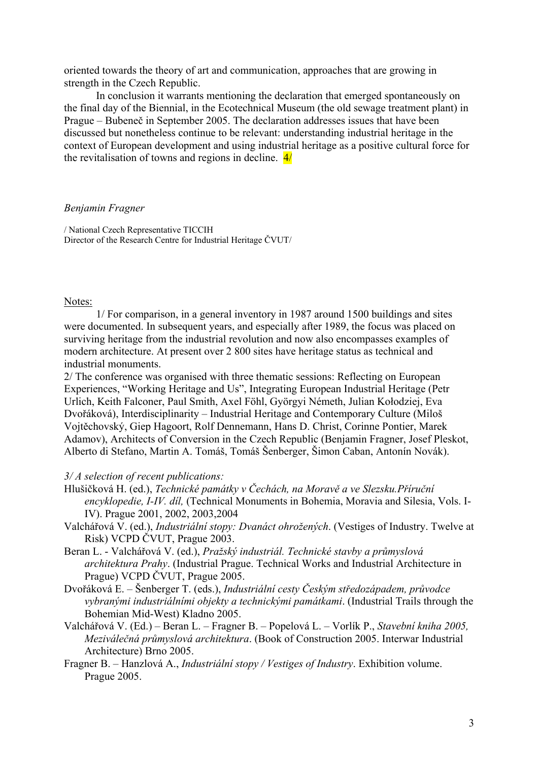oriented towards the theory of art and communication, approaches that are growing in strength in the Czech Republic.

In conclusion it warrants mentioning the declaration that emerged spontaneously on the final day of the Biennial, in the Ecotechnical Museum (the old sewage treatment plant) in Prague – Bubeneč in September 2005. The declaration addresses issues that have been discussed but nonetheless continue to be relevant: understanding industrial heritage in the context of European development and using industrial heritage as a positive cultural force for the revitalisation of towns and regions in decline. 4/

*Benjamin Fragner*

/ National Czech Representative TICCIH
Director of the Research Centre for Industrial Heritage ČVUT/

Notes:

1/ For comparison, in a general inventory in 1987 around 1500 buildings and sites were documented. In subsequent years, and especially after 1989, the focus was placed on surviving heritage from the industrial revolution and now also encompasses examples of modern architecture. At present over 2 800 sites have heritage status as technical and industrial monuments.

2/ The conference was organised with three thematic sessions: Reflecting on European Experiences, "Working Heritage and Us", Integrating European Industrial Heritage (Petr Urlich, Keith Falconer, Paul Smith, Axel Föhl, Györgyi Németh, Julian Kołodziej, Eva Dvořáková), Interdisciplinarity – Industrial Heritage and Contemporary Culture (Miloš Vojtěchovský, Giep Hagoort, Rolf Dennemann, Hans D. Christ, Corinne Pontier, Marek Adamov), Architects of Conversion in the Czech Republic (Benjamin Fragner, Josef Pleskot, Alberto di Stefano, Martin A. Tomáš, Tomáš Šenberger, Šimon Caban, Antonín Novák).

*3/ A selection of recent publications:*

Hlušičková H. (ed.), *Technické památky v Čechách, na Moravě a ve Slezsku.Příruční encyklopedie, I-IV. díl,* (Technical Monuments in Bohemia, Moravia and Silesia, Vols. I-IV). Prague 2001, 2002, 2003,2004

Valchářová V. (ed.), *Industriální stopy: Dvanáct ohrožených*. (Vestiges of Industry. Twelve at Risk) VCPD ČVUT, Prague 2003.

Beran L. - Valchářová V. (ed.), *Pražský industriál. Technické stavby a průmyslová architektura Prahy*. (Industrial Prague. Technical Works and Industrial Architecture in Prague) VCPD ČVUT, Prague 2005.

Dvořáková E. – Šenberger T. (eds.), *Industriální cesty Českým středozápadem, průvodce vybranými industriálními objekty a technickými památkami*. (Industrial Trails through the Bohemian Mid-West) Kladno 2005.

Valchářová V. (Ed.) – Beran L. – Fragner B. – Popelová L. – Vorlík P., *Stavební kniha 2005, Meziválečná průmyslová architektura*. (Book of Construction 2005. Interwar Industrial Architecture) Brno 2005.

Fragner B. – Hanzlová A., *Industriální stopy / Vestiges of Industry*. Exhibition volume. Prague 2005.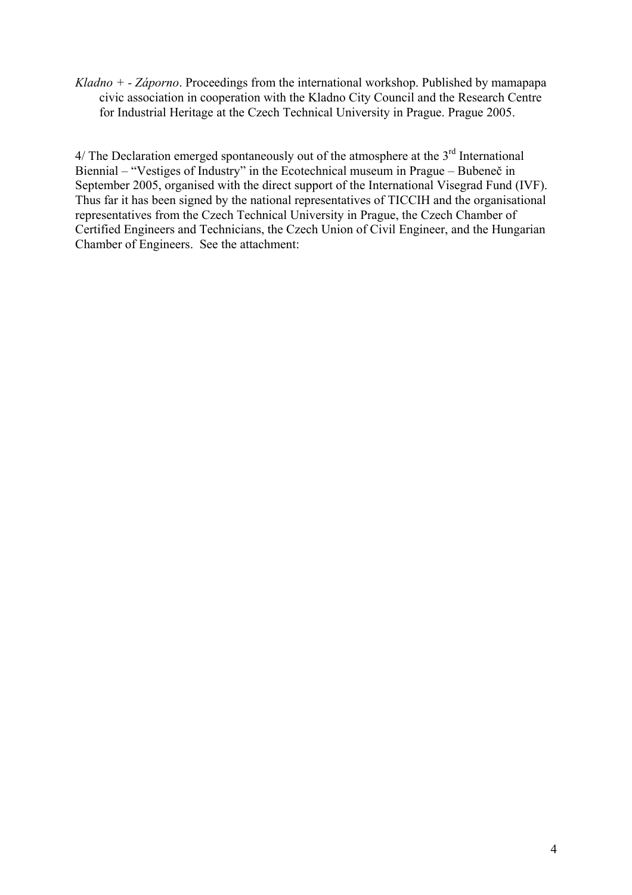*Kladno + - Záporno*. Proceedings from the international workshop. Published by mamapapa civic association in cooperation with the Kladno City Council and the Research Centre for Industrial Heritage at the Czech Technical University in Prague. Prague 2005.

4/ The Declaration emerged spontaneously out of the atmosphere at the 3rd International Biennial – "Vestiges of Industry" in the Ecotechnical museum in Prague – Bubeneč in September 2005, organised with the direct support of the International Visegrad Fund (IVF). Thus far it has been signed by the national representatives of TICCIH and the organisational representatives from the Czech Technical University in Prague, the Czech Chamber of Certified Engineers and Technicians, the Czech Union of Civil Engineer, and the Hungarian Chamber of Engineers. See the attachment: